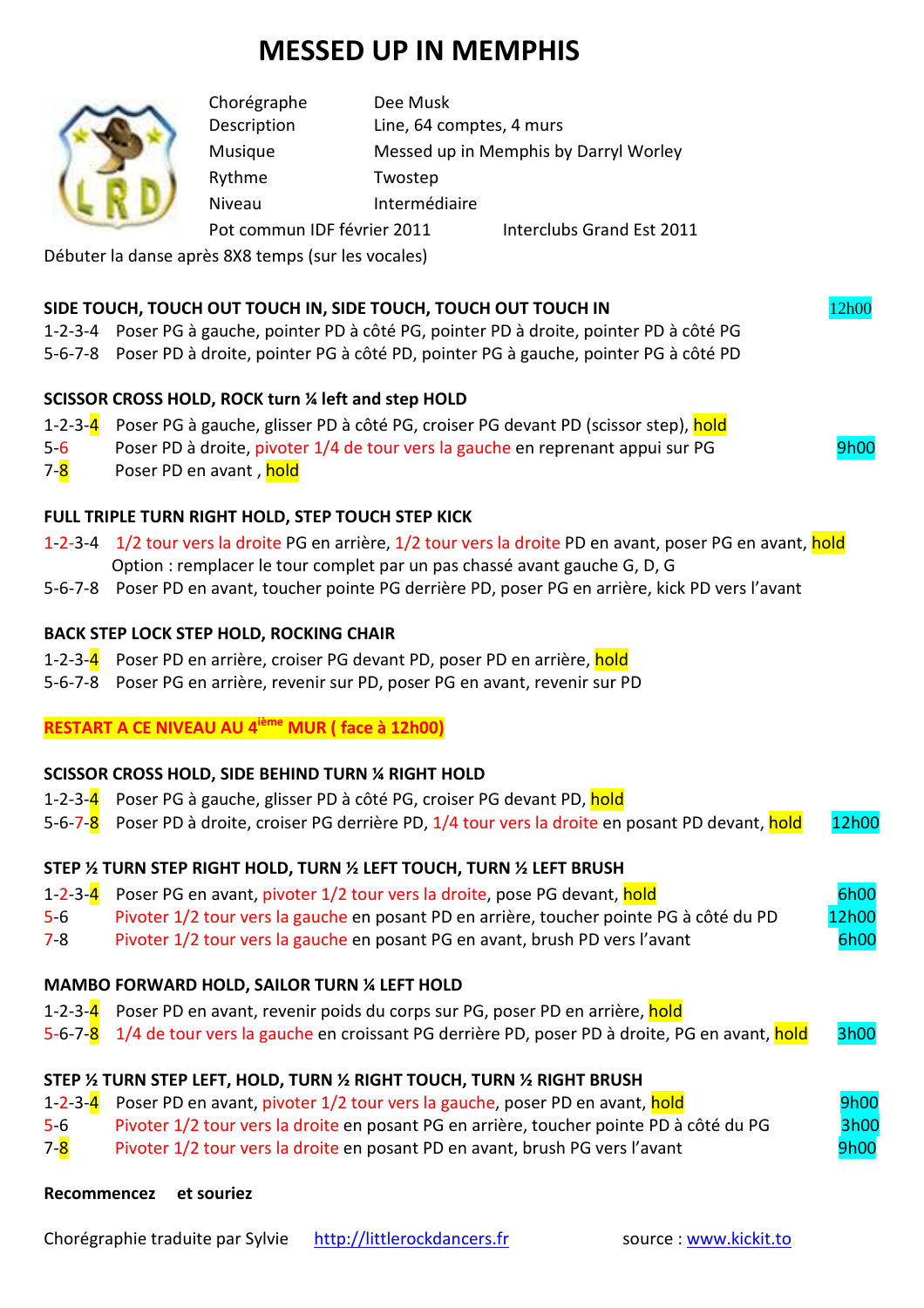# MESSED UP IN MEMPHIS

| | |
|---|---|
| Chorégraphe | Dee Musk |
| Description | Line, 64 comptes, 4 murs |
| Musique | Messed up in Memphis by Darryl Worley |
| Rythme | Twostep |
| Niveau | Intermédiaire |
| Pot commun IDF février 2011 | Interclubs Grand Est 2011 |

Débuter la danse après 8X8 temps (sur les vocales)

**SIDE TOUCH, TOUCH OUT TOUCH IN, SIDE TOUCH, TOUCH OUT TOUCH IN** — 12h00

1-2-3-4 Poser PG à gauche, pointer PD à côté PG, pointer PD à droite, pointer PD à côté PG
5-6-7-8 Poser PD à droite, pointer PG à côté PD, pointer PG à gauche, pointer PG à côté PD

**SCISSOR CROSS HOLD, ROCK turn ¼ left and step HOLD**

1-2-3-4 Poser PG à gauche, glisser PD à côté PG, croiser PG devant PD (scissor step), hold
5-6 Poser PD à droite, pivoter 1/4 de tour vers la gauche en reprenant appui sur PG — 9h00
7-8 Poser PD en avant , hold

**FULL TRIPLE TURN RIGHT HOLD, STEP TOUCH STEP KICK**

1-2-3-4 1/2 tour vers la droite PG en arrière, 1/2 tour vers la droite PD en avant, poser PG en avant, hold
Option : remplacer le tour complet par un pas chassé avant gauche G, D, G
5-6-7-8 Poser PD en avant, toucher pointe PG derrière PD, poser PG en arrière, kick PD vers l'avant

**BACK STEP LOCK STEP HOLD, ROCKING CHAIR**

1-2-3-4 Poser PD en arrière, croiser PG devant PD, poser PD en arrière, hold
5-6-7-8 Poser PG en arrière, revenir sur PD, poser PG en avant, revenir sur PD

**RESTART A CE NIVEAU AU 4ième MUR ( face à 12h00)**

**SCISSOR CROSS HOLD, SIDE BEHIND TURN ¼ RIGHT HOLD**

1-2-3-4 Poser PG à gauche, glisser PD à côté PG, croiser PG devant PD, hold
5-6-7-8 Poser PD à droite, croiser PG derrière PD, 1/4 tour vers la droite en posant PD devant, hold — 12h00

**STEP ½ TURN STEP RIGHT HOLD, TURN ½ LEFT TOUCH, TURN ½ LEFT BRUSH**

1-2-3-4 Poser PG en avant, pivoter 1/2 tour vers la droite, pose PG devant, hold — 6h00
5-6 Pivoter 1/2 tour vers la gauche en posant PD en arrière, toucher pointe PG à côté du PD — 12h00
7-8 Pivoter 1/2 tour vers la gauche en posant PG en avant, brush PD vers l'avant — 6h00

**MAMBO FORWARD HOLD, SAILOR TURN ¼ LEFT HOLD**

1-2-3-4 Poser PD en avant, revenir poids du corps sur PG, poser PD en arrière, hold
5-6-7-8 1/4 de tour vers la gauche en croissant PG derrière PD, poser PD à droite, PG en avant, hold — 3h00

**STEP ½ TURN STEP LEFT, HOLD, TURN ½ RIGHT TOUCH, TURN ½ RIGHT BRUSH**

1-2-3-4 Poser PD en avant, pivoter 1/2 tour vers la gauche, poser PD en avant, hold — 9h00
5-6 Pivoter 1/2 tour vers la droite en posant PG en arrière, toucher pointe PD à côté du PG — 3h00
7-8 Pivoter 1/2 tour vers la droite en posant PD en avant, brush PG vers l'avant — 9h00

**Recommencez et souriez**

Chorégraphie traduite par Sylvie http://littlerockdancers.fr source : www.kickit.to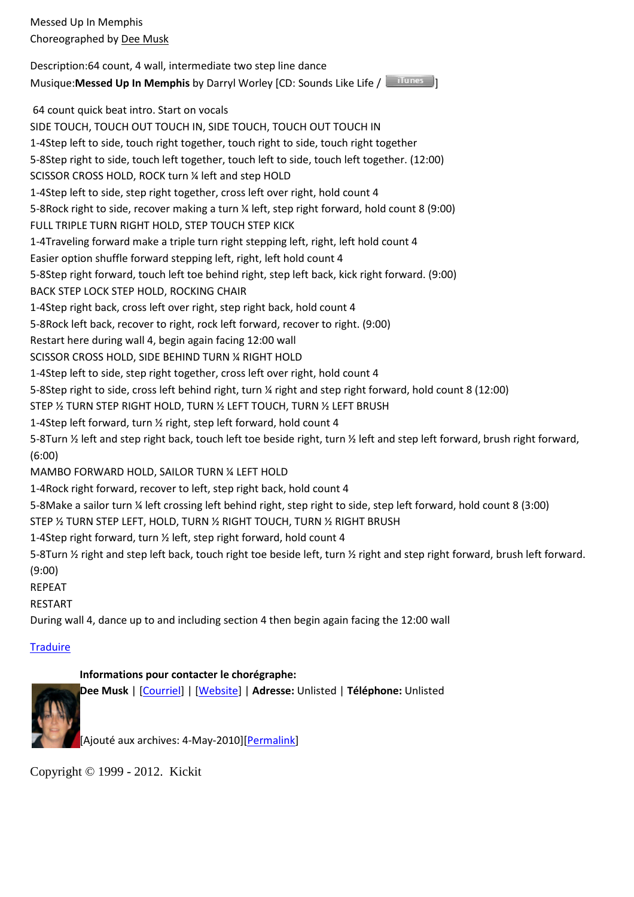Messed Up In Memphis
Choreographed by Dee Musk

Description:64 count, 4 wall, intermediate two step line dance
Musique:**Messed Up In Memphis** by Darryl Worley [CD: Sounds Like Life / ]

64 count quick beat intro. Start on vocals

SIDE TOUCH, TOUCH OUT TOUCH IN, SIDE TOUCH, TOUCH OUT TOUCH IN
1-4Step left to side, touch right together, touch right to side, touch right together
5-8Step right to side, touch left together, touch left to side, touch left together. (12:00)

SCISSOR CROSS HOLD, ROCK turn ¼ left and step HOLD
1-4Step left to side, step right together, cross left over right, hold count 4
5-8Rock right to side, recover making a turn ¼ left, step right forward, hold count 8 (9:00)

FULL TRIPLE TURN RIGHT HOLD, STEP TOUCH STEP KICK
1-4Traveling forward make a triple turn right stepping left, right, left hold count 4
Easier option shuffle forward stepping left, right, left hold count 4
5-8Step right forward, touch left toe behind right, step left back, kick right forward. (9:00)

BACK STEP LOCK STEP HOLD, ROCKING CHAIR
1-4Step right back, cross left over right, step right back, hold count 4
5-8Rock left back, recover to right, rock left forward, recover to right. (9:00)
Restart here during wall 4, begin again facing 12:00 wall

SCISSOR CROSS HOLD, SIDE BEHIND TURN ¼ RIGHT HOLD
1-4Step left to side, step right together, cross left over right, hold count 4
5-8Step right to side, cross left behind right, turn ¼ right and step right forward, hold count 8 (12:00)

STEP ½ TURN STEP RIGHT HOLD, TURN ½ LEFT TOUCH, TURN ½ LEFT BRUSH
1-4Step left forward, turn ½ right, step left forward, hold count 4
5-8Turn ½ left and step right back, touch left toe beside right, turn ½ left and step left forward, brush right forward, (6:00)

MAMBO FORWARD HOLD, SAILOR TURN ¼ LEFT HOLD
1-4Rock right forward, recover to left, step right back, hold count 4
5-8Make a sailor turn ¼ left crossing left behind right, step right to side, step left forward, hold count 8 (3:00)

STEP ½ TURN STEP LEFT, HOLD, TURN ½ RIGHT TOUCH, TURN ½ RIGHT BRUSH
1-4Step right forward, turn ½ left, step right forward, hold count 4
5-8Turn ½ right and step left back, touch right toe beside left, turn ½ right and step right forward, brush left forward. (9:00)

REPEAT

RESTART
During wall 4, dance up to and including section 4 then begin again facing the 12:00 wall

Traduire

**Informations pour contacter le chorégraphe:**
**Dee Musk** | [Courriel] | [Website] | **Adresse:** Unlisted | **Téléphone:** Unlisted

[Ajouté aux archives: 4-May-2010][Permalink]

Copyright © 1999 - 2012. Kickit